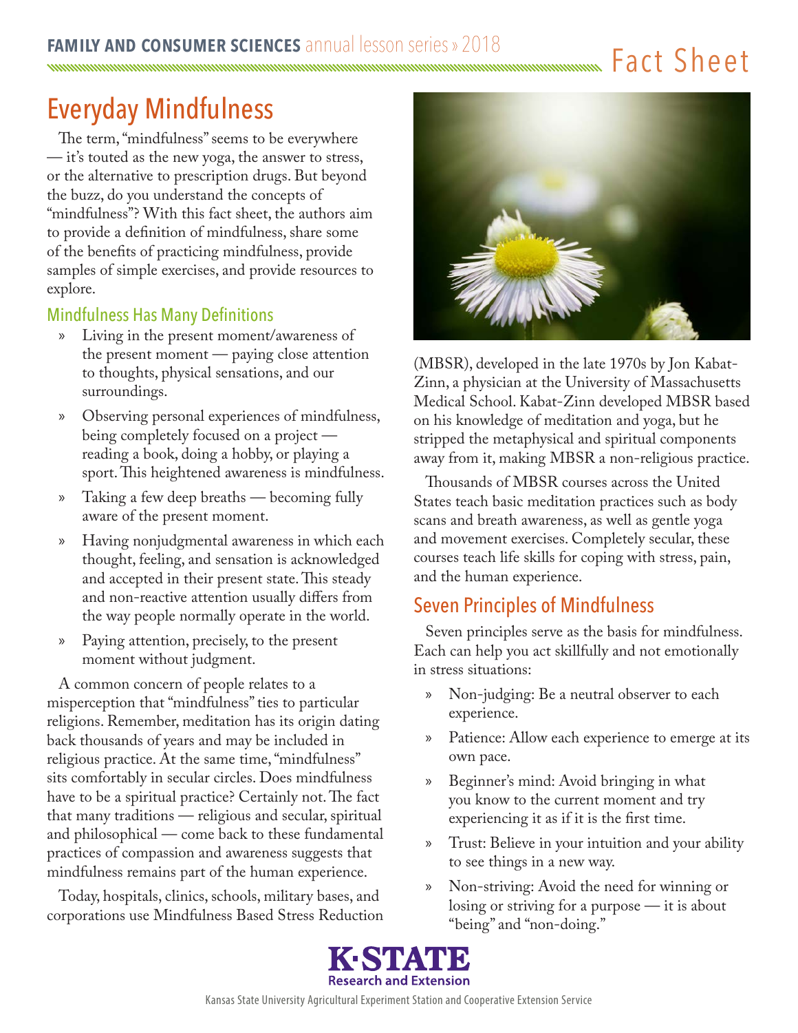# Everyday Mindfulness

The term, "mindfulness" seems to be everywhere — it's touted as the new yoga, the answer to stress, or the alternative to prescription drugs. But beyond the buzz, do you understand the concepts of "mindfulness"? With this fact sheet, the authors aim to provide a definition of mindfulness, share some of the benefits of practicing mindfulness, provide samples of simple exercises, and provide resources to explore.

## Mindfulness Has Many Definitions

- Living in the present moment/awareness of the present moment — paying close attention to thoughts, physical sensations, and our surroundings.
- Observing personal experiences of mindfulness, being completely focused on a project — reading a book, doing a hobby, or playing a sport. This heightened awareness is mindfulness.
- Taking a few deep breaths — becoming fully aware of the present moment.
- Having nonjudgmental awareness in which each thought, feeling, and sensation is acknowledged and accepted in their present state. This steady and non-reactive attention usually differs from the way people normally operate in the world.
- Paying attention, precisely, to the present moment without judgment.

A common concern of people relates to a misperception that "mindfulness" ties to particular religions. Remember, meditation has its origin dating back thousands of years and may be included in religious practice. At the same time, "mindfulness" sits comfortably in secular circles. Does mindfulness have to be a spiritual practice? Certainly not. The fact that many traditions — religious and secular, spiritual and philosophical — come back to these fundamental practices of compassion and awareness suggests that mindfulness remains part of the human experience.

Today, hospitals, clinics, schools, military bases, and corporations use Mindfulness Based Stress Reduction (MBSR), developed in the late 1970s by Jon Kabat-Zinn, a physician at the University of Massachusetts Medical School. Kabat-Zinn developed MBSR based on his knowledge of meditation and yoga, but he stripped the metaphysical and spiritual components away from it, making MBSR a non-religious practice.

Thousands of MBSR courses across the United States teach basic meditation practices such as body scans and breath awareness, as well as gentle yoga and movement exercises. Completely secular, these courses teach life skills for coping with stress, pain, and the human experience.

## Seven Principles of Mindfulness

Seven principles serve as the basis for mindfulness. Each can help you act skillfully and not emotionally in stress situations:

- Non-judging: Be a neutral observer to each experience.
- Patience: Allow each experience to emerge at its own pace.
- Beginner's mind: Avoid bringing in what you know to the current moment and try experiencing it as if it is the first time.
- Trust: Believe in your intuition and your ability to see things in a new way.
- Non-striving: Avoid the need for winning or losing or striving for a purpose — it is about "being" and "non-doing."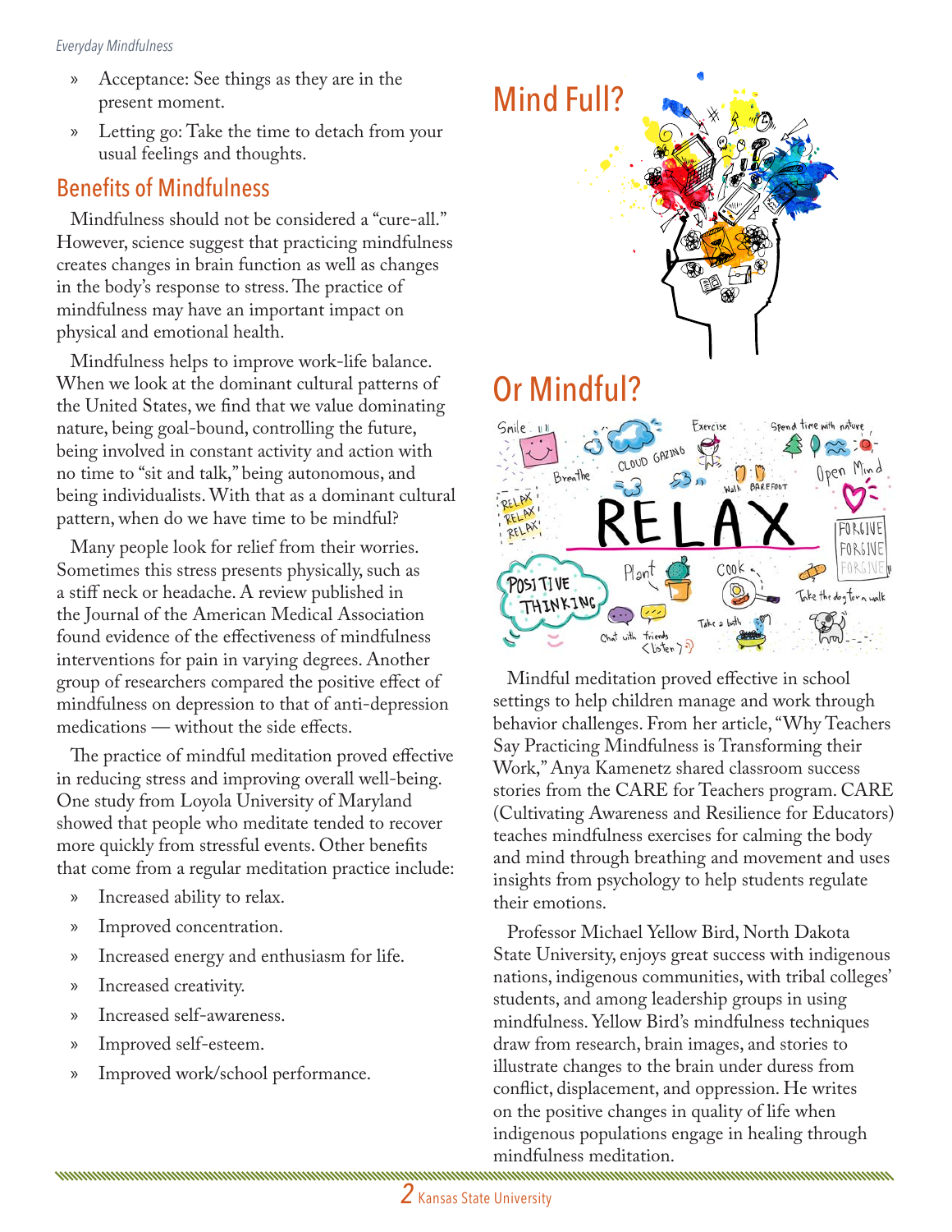- Acceptance: See things as they are in the present moment.
- Letting go: Take the time to detach from your usual feelings and thoughts.

## Benefits of Mindfulness

Mindfulness should not be considered a "cure-all." However, science suggest that practicing mindfulness creates changes in brain function as well as changes in the body's response to stress. The practice of mindfulness may have an important impact on physical and emotional health.

Mindfulness helps to improve work-life balance. When we look at the dominant cultural patterns of the United States, we find that we value dominating nature, being goal-bound, controlling the future, being involved in constant activity and action with no time to "sit and talk," being autonomous, and being individualists. With that as a dominant cultural pattern, when do we have time to be mindful?

Many people look for relief from their worries. Sometimes this stress presents physically, such as a stiff neck or headache. A review published in the Journal of the American Medical Association found evidence of the effectiveness of mindfulness interventions for pain in varying degrees. Another group of researchers compared the positive effect of mindfulness on depression to that of anti-depression medications — without the side effects.

The practice of mindful meditation proved effective in reducing stress and improving overall well-being. One study from Loyola University of Maryland showed that people who meditate tended to recover more quickly from stressful events. Other benefits that come from a regular meditation practice include:

- Increased ability to relax.
- Improved concentration.
- Increased energy and enthusiasm for life.
- Increased creativity.
- Increased self-awareness.
- Improved self-esteem.
- Improved work/school performance.

## Mind Full?

## Or Mindful?

Mindful meditation proved effective in school settings to help children manage and work through behavior challenges. From her article, "Why Teachers Say Practicing Mindfulness is Transforming their Work," Anya Kamenetz shared classroom success stories from the CARE for Teachers program. CARE (Cultivating Awareness and Resilience for Educators) teaches mindfulness exercises for calming the body and mind through breathing and movement and uses insights from psychology to help students regulate their emotions.

Professor Michael Yellow Bird, North Dakota State University, enjoys great success with indigenous nations, indigenous communities, with tribal colleges' students, and among leadership groups in using mindfulness. Yellow Bird's mindfulness techniques draw from research, brain images, and stories to illustrate changes to the brain under duress from conflict, displacement, and oppression. He writes on the positive changes in quality of life when indigenous populations engage in healing through mindfulness meditation.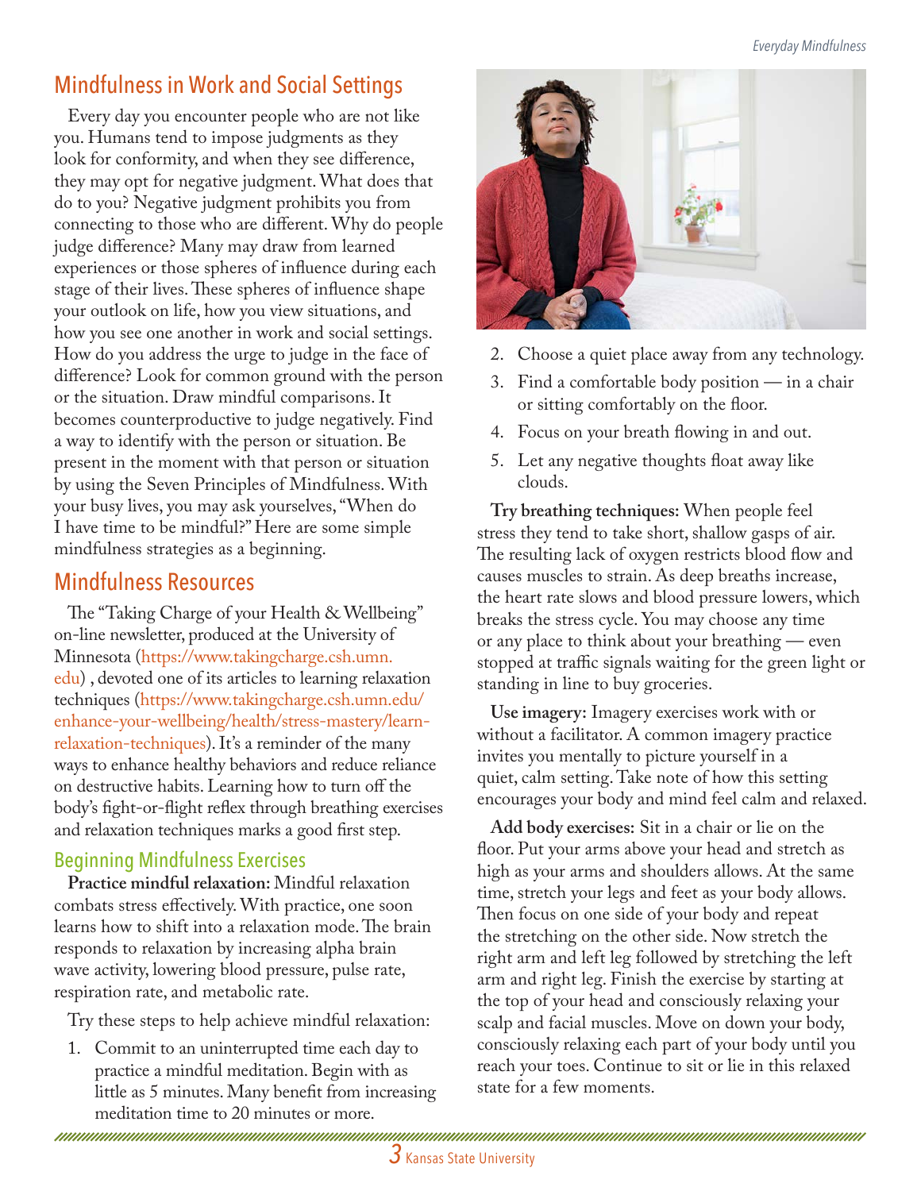## Mindfulness in Work and Social Settings

Every day you encounter people who are not like you. Humans tend to impose judgments as they look for conformity, and when they see difference, they may opt for negative judgment. What does that do to you? Negative judgment prohibits you from connecting to those who are different. Why do people judge difference? Many may draw from learned experiences or those spheres of influence during each stage of their lives. These spheres of influence shape your outlook on life, how you view situations, and how you see one another in work and social settings. How do you address the urge to judge in the face of difference? Look for common ground with the person or the situation. Draw mindful comparisons. It becomes counterproductive to judge negatively. Find a way to identify with the person or situation. Be present in the moment with that person or situation by using the Seven Principles of Mindfulness. With your busy lives, you may ask yourselves, "When do I have time to be mindful?" Here are some simple mindfulness strategies as a beginning.

## Mindfulness Resources

The "Taking Charge of your Health & Wellbeing" on-line newsletter, produced at the University of Minnesota (https://www.takingcharge.csh.umn.edu) , devoted one of its articles to learning relaxation techniques (https://www.takingcharge.csh.umn.edu/enhance-your-wellbeing/health/stress-mastery/learn-relaxation-techniques). It's a reminder of the many ways to enhance healthy behaviors and reduce reliance on destructive habits. Learning how to turn off the body's fight-or-flight reflex through breathing exercises and relaxation techniques marks a good first step.

### Beginning Mindfulness Exercises

**Practice mindful relaxation:** Mindful relaxation combats stress effectively. With practice, one soon learns how to shift into a relaxation mode. The brain responds to relaxation by increasing alpha brain wave activity, lowering blood pressure, pulse rate, respiration rate, and metabolic rate.

Try these steps to help achieve mindful relaxation:

1. Commit to an uninterrupted time each day to practice a mindful meditation. Begin with as little as 5 minutes. Many benefit from increasing meditation time to 20 minutes or more.
2. Choose a quiet place away from any technology.
3. Find a comfortable body position — in a chair or sitting comfortably on the floor.
4. Focus on your breath flowing in and out.
5. Let any negative thoughts float away like clouds.

**Try breathing techniques:** When people feel stress they tend to take short, shallow gasps of air. The resulting lack of oxygen restricts blood flow and causes muscles to strain. As deep breaths increase, the heart rate slows and blood pressure lowers, which breaks the stress cycle. You may choose any time or any place to think about your breathing — even stopped at traffic signals waiting for the green light or standing in line to buy groceries.

**Use imagery:** Imagery exercises work with or without a facilitator. A common imagery practice invites you mentally to picture yourself in a quiet, calm setting. Take note of how this setting encourages your body and mind feel calm and relaxed.

**Add body exercises:** Sit in a chair or lie on the floor. Put your arms above your head and stretch as high as your arms and shoulders allows. At the same time, stretch your legs and feet as your body allows. Then focus on one side of your body and repeat the stretching on the other side. Now stretch the right arm and left leg followed by stretching the left arm and right leg. Finish the exercise by starting at the top of your head and consciously relaxing your scalp and facial muscles. Move on down your body, consciously relaxing each part of your body until you reach your toes. Continue to sit or lie in this relaxed state for a few moments.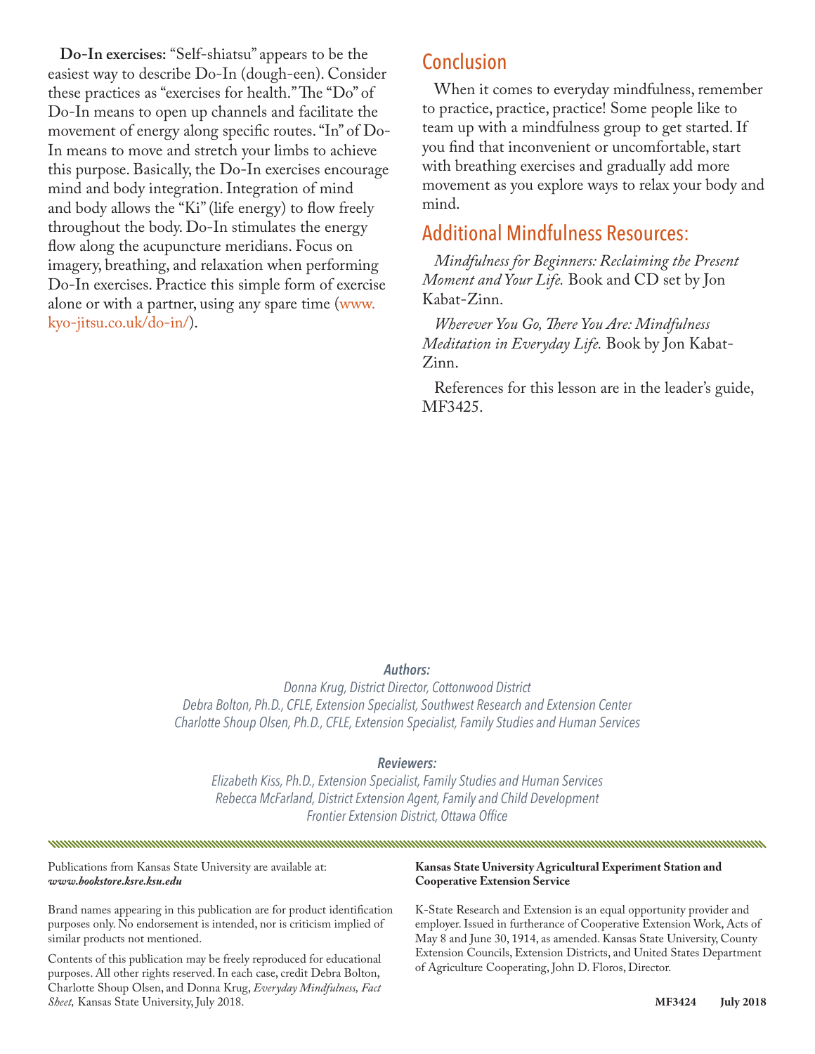**Do-In exercises:** "Self-shiatsu" appears to be the easiest way to describe Do-In (dough-een). Consider these practices as "exercises for health." The "Do" of Do-In means to open up channels and facilitate the movement of energy along specific routes. "In" of Do-In means to move and stretch your limbs to achieve this purpose. Basically, the Do-In exercises encourage mind and body integration. Integration of mind and body allows the "Ki" (life energy) to flow freely throughout the body. Do-In stimulates the energy flow along the acupuncture meridians. Focus on imagery, breathing, and relaxation when performing Do-In exercises. Practice this simple form of exercise alone or with a partner, using any spare time (www.kyo-jitsu.co.uk/do-in/).

## Conclusion

When it comes to everyday mindfulness, remember to practice, practice, practice! Some people like to team up with a mindfulness group to get started. If you find that inconvenient or uncomfortable, start with breathing exercises and gradually add more movement as you explore ways to relax your body and mind.

## Additional Mindfulness Resources:

*Mindfulness for Beginners: Reclaiming the Present Moment and Your Life.* Book and CD set by Jon Kabat-Zinn.

*Wherever You Go, There You Are: Mindfulness Meditation in Everyday Life.* Book by Jon Kabat-Zinn.

References for this lesson are in the leader's guide, MF3425.

***Authors:***

*Donna Krug, District Director, Cottonwood District*
*Debra Bolton, Ph.D., CFLE, Extension Specialist, Southwest Research and Extension Center*
*Charlotte Shoup Olsen, Ph.D., CFLE, Extension Specialist, Family Studies and Human Services*

***Reviewers:***

*Elizabeth Kiss, Ph.D., Extension Specialist, Family Studies and Human Services*
*Rebecca McFarland, District Extension Agent, Family and Child Development*
*Frontier Extension District, Ottawa Office*

Publications from Kansas State University are available at: ***www.bookstore.ksre.ksu.edu***

Brand names appearing in this publication are for product identification purposes only. No endorsement is intended, nor is criticism implied of similar products not mentioned.

Contents of this publication may be freely reproduced for educational purposes. All other rights reserved. In each case, credit Debra Bolton, Charlotte Shoup Olsen, and Donna Krug, *Everyday Mindfulness, Fact Sheet,* Kansas State University, July 2018.

**Kansas State University Agricultural Experiment Station and Cooperative Extension Service**

K-State Research and Extension is an equal opportunity provider and employer. Issued in furtherance of Cooperative Extension Work, Acts of May 8 and June 30, 1914, as amended. Kansas State University, County Extension Councils, Extension Districts, and United States Department of Agriculture Cooperating, John D. Floros, Director.

**MF3424 July 2018**